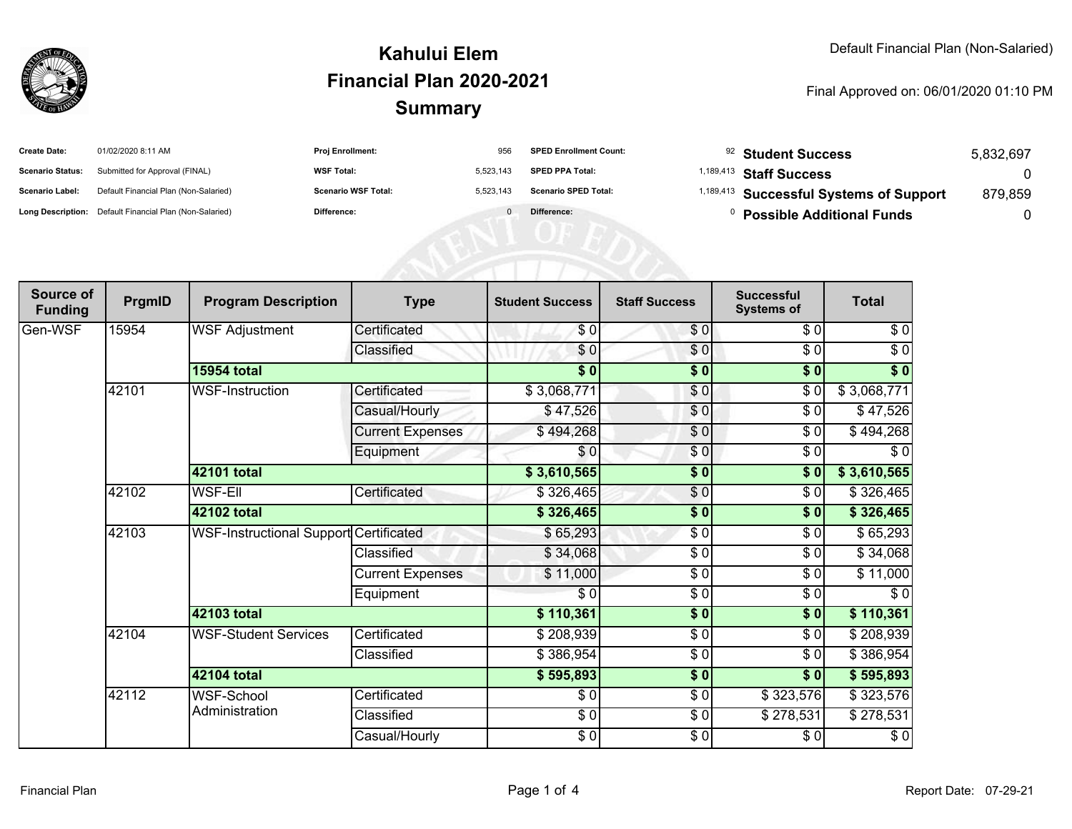# Kahului Elem
## Financial Plan 2020-2021
## Summary

Default Financial Plan (Non-Salaried)

Final Approved on: 06/01/2020 01:10 PM

| | | | | | |
|---|---|---|---|---|---|
| **Create Date:** | 01/02/2020 8:11 AM | **Proj Enrollment:** | 956 | **SPED Enrollment Count:** | 92 |
| **Scenario Status:** | Submitted for Approval (FINAL) | **WSF Total:** | 5,523,143 | **SPED PPA Total:** | 1,189,413 |
| **Scenario Label:** | Default Financial Plan (Non-Salaried) | **Scenario WSF Total:** | 5,523,143 | **Scenario SPED Total:** | 1,189,413 |
| **Long Description:** | Default Financial Plan (Non-Salaried) | **Difference:** | 0 | **Difference:** | 0 |

| | |
|---|---|
| **Student Success** | 5,832,697 |
| **Staff Success** | 0 |
| **Successful Systems of Support** | 879,859 |
| **Possible Additional Funds** | 0 |

| Source of Funding | PrgmID | Program Description | Type | Student Success | Staff Success | Successful Systems of | Total |
|---|---|---|---|---|---|---|---|
| Gen-WSF | 15954 | WSF Adjustment | Certificated | $ 0 | $ 0 | $ 0 | $ 0 |
| | | | Classified | $ 0 | $ 0 | $ 0 | $ 0 |
| | | **15954 total** | | **$ 0** | **$ 0** | **$ 0** | **$ 0** |
| | 42101 | WSF-Instruction | Certificated | $ 3,068,771 | $ 0 | $ 0 | $ 3,068,771 |
| | | | Casual/Hourly | $ 47,526 | $ 0 | $ 0 | $ 47,526 |
| | | | Current Expenses | $ 494,268 | $ 0 | $ 0 | $ 494,268 |
| | | | Equipment | $ 0 | $ 0 | $ 0 | $ 0 |
| | | **42101 total** | | **$ 3,610,565** | **$ 0** | **$ 0** | **$ 3,610,565** |
| | 42102 | WSF-Ell | Certificated | $ 326,465 | $ 0 | $ 0 | $ 326,465 |
| | | **42102 total** | | **$ 326,465** | **$ 0** | **$ 0** | **$ 326,465** |
| | 42103 | WSF-Instructional Support | Certificated | $ 65,293 | $ 0 | $ 0 | $ 65,293 |
| | | | Classified | $ 34,068 | $ 0 | $ 0 | $ 34,068 |
| | | | Current Expenses | $ 11,000 | $ 0 | $ 0 | $ 11,000 |
| | | | Equipment | $ 0 | $ 0 | $ 0 | $ 0 |
| | | **42103 total** | | **$ 110,361** | **$ 0** | **$ 0** | **$ 110,361** |
| | 42104 | WSF-Student Services | Certificated | $ 208,939 | $ 0 | $ 0 | $ 208,939 |
| | | | Classified | $ 386,954 | $ 0 | $ 0 | $ 386,954 |
| | | **42104 total** | | **$ 595,893** | **$ 0** | **$ 0** | **$ 595,893** |
| | 42112 | WSF-School Administration | Certificated | $ 0 | $ 0 | $ 323,576 | $ 323,576 |
| | | | Classified | $ 0 | $ 0 | $ 278,531 | $ 278,531 |
| | | | Casual/Hourly | $ 0 | $ 0 | $ 0 | $ 0 |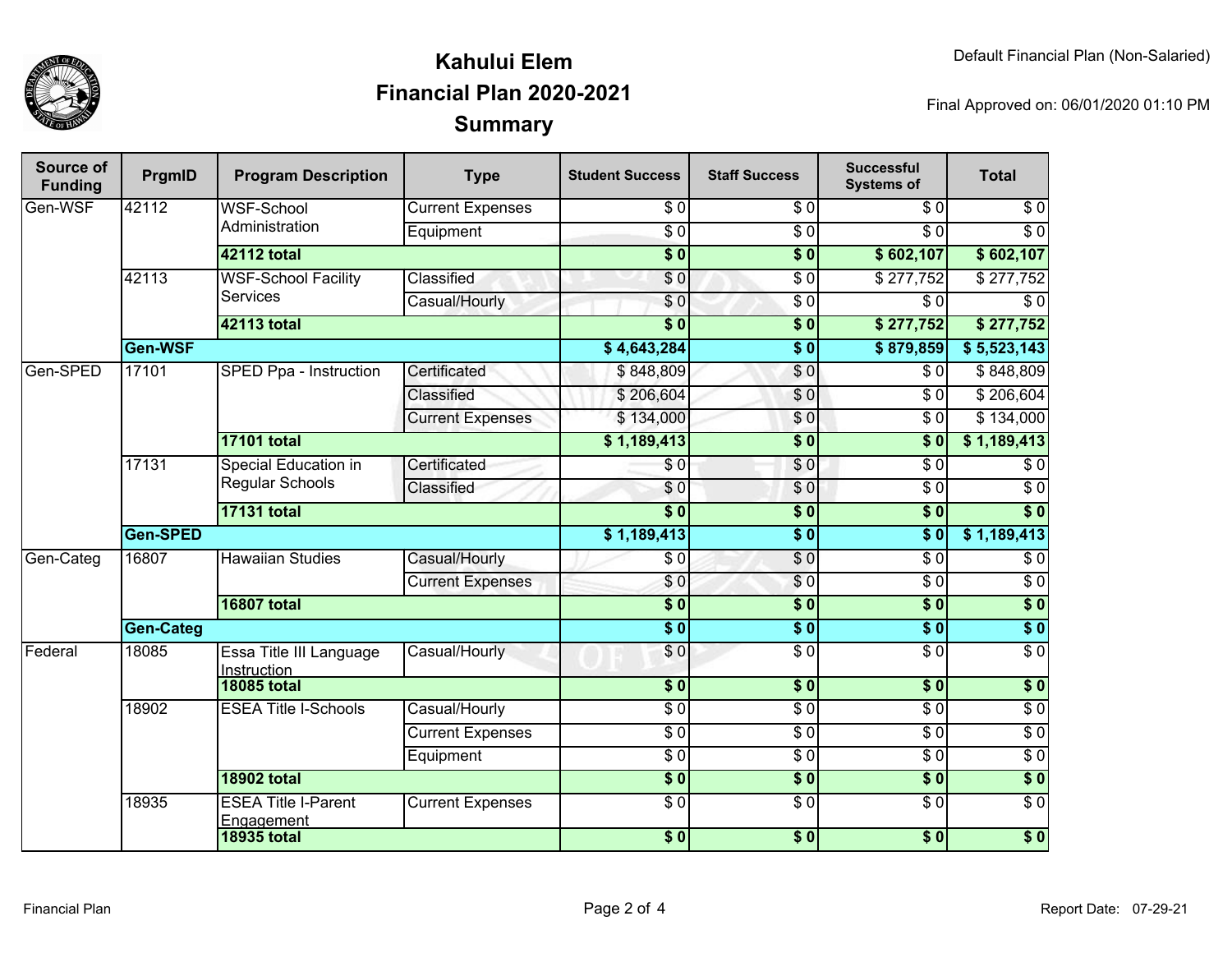# Kahului Elem
## Financial Plan 2020-2021
## Summary

Default Financial Plan (Non-Salaried)

Final Approved on: 06/01/2020 01:10 PM

| Source of Funding | PrgmID | Program Description | Type | Student Success | Staff Success | Successful Systems of | Total |
|---|---|---|---|---|---|---|---|
| Gen-WSF | 42112 | WSF-School Administration | Current Expenses | $ 0 | $ 0 | $ 0 | $ 0 |
| | | | Equipment | $ 0 | $ 0 | $ 0 | $ 0 |
| | | **42112 total** | | **$ 0** | **$ 0** | **$ 602,107** | **$ 602,107** |
| | 42113 | WSF-School Facility Services | Classified | $ 0 | $ 0 | $ 277,752 | $ 277,752 |
| | | | Casual/Hourly | $ 0 | $ 0 | $ 0 | $ 0 |
| | | **42113 total** | | **$ 0** | **$ 0** | **$ 277,752** | **$ 277,752** |
| | **Gen-WSF** | | | **$ 4,643,284** | **$ 0** | **$ 879,859** | **$ 5,523,143** |
| Gen-SPED | 17101 | SPED Ppa - Instruction | Certificated | $ 848,809 | $ 0 | $ 0 | $ 848,809 |
| | | | Classified | $ 206,604 | $ 0 | $ 0 | $ 206,604 |
| | | | Current Expenses | $ 134,000 | $ 0 | $ 0 | $ 134,000 |
| | | **17101 total** | | **$ 1,189,413** | **$ 0** | **$ 0** | **$ 1,189,413** |
| | 17131 | Special Education in Regular Schools | Certificated | $ 0 | $ 0 | $ 0 | $ 0 |
| | | | Classified | $ 0 | $ 0 | $ 0 | $ 0 |
| | | **17131 total** | | **$ 0** | **$ 0** | **$ 0** | **$ 0** |
| | **Gen-SPED** | | | **$ 1,189,413** | **$ 0** | **$ 0** | **$ 1,189,413** |
| Gen-Categ | 16807 | Hawaiian Studies | Casual/Hourly | $ 0 | $ 0 | $ 0 | $ 0 |
| | | | Current Expenses | $ 0 | $ 0 | $ 0 | $ 0 |
| | | **16807 total** | | **$ 0** | **$ 0** | **$ 0** | **$ 0** |
| | **Gen-Categ** | | | **$ 0** | **$ 0** | **$ 0** | **$ 0** |
| Federal | 18085 | Essa Title III Language Instruction | Casual/Hourly | $ 0 | $ 0 | $ 0 | $ 0 |
| | | **18085 total** | | **$ 0** | **$ 0** | **$ 0** | **$ 0** |
| | 18902 | ESEA Title I-Schools | Casual/Hourly | $ 0 | $ 0 | $ 0 | $ 0 |
| | | | Current Expenses | $ 0 | $ 0 | $ 0 | $ 0 |
| | | | Equipment | $ 0 | $ 0 | $ 0 | $ 0 |
| | | **18902 total** | | **$ 0** | **$ 0** | **$ 0** | **$ 0** |
| | 18935 | ESEA Title I-Parent Engagement | Current Expenses | $ 0 | $ 0 | $ 0 | $ 0 |
| | | **18935 total** | | **$ 0** | **$ 0** | **$ 0** | **$ 0** |

Financial Plan

Report Date: 07-29-21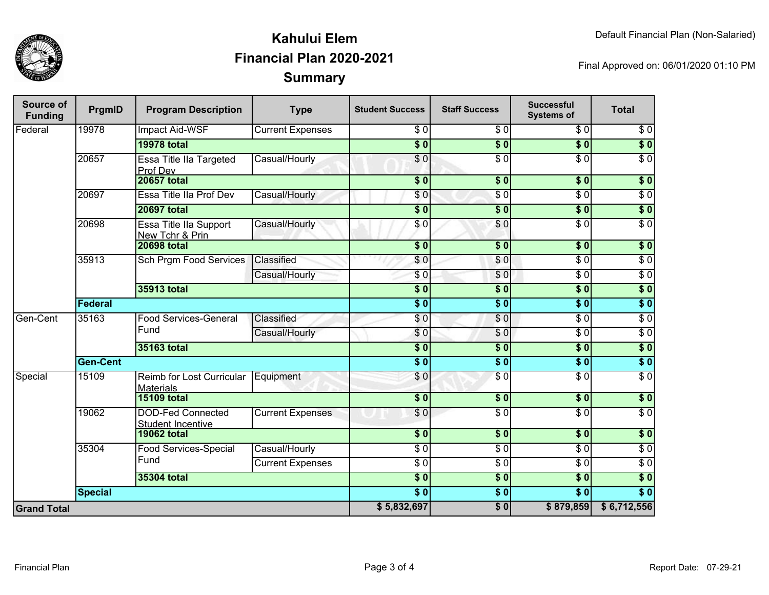# Kahului Elem
## Financial Plan 2020-2021
## Summary

Default Financial Plan (Non-Salaried)

Final Approved on: 06/01/2020 01:10 PM

| Source of Funding | PrgmID | Program Description | Type | Student Success | Staff Success | Successful Systems of | Total |
|---|---|---|---|---|---|---|---|
| Federal | 19978 | Impact Aid-WSF | Current Expenses | $ 0 | $ 0 | $ 0 | $ 0 |
| | | **19978 total** | | **$ 0** | **$ 0** | **$ 0** | **$ 0** |
| | 20657 | Essa Title IIa Targeted Prof Dev | Casual/Hourly | $ 0 | $ 0 | $ 0 | $ 0 |
| | | **20657 total** | | **$ 0** | **$ 0** | **$ 0** | **$ 0** |
| | 20697 | Essa Title IIa Prof Dev | Casual/Hourly | $ 0 | $ 0 | $ 0 | $ 0 |
| | | **20697 total** | | **$ 0** | **$ 0** | **$ 0** | **$ 0** |
| | 20698 | Essa Title IIa Support New Tchr & Prin | Casual/Hourly | $ 0 | $ 0 | $ 0 | $ 0 |
| | | **20698 total** | | **$ 0** | **$ 0** | **$ 0** | **$ 0** |
| | 35913 | Sch Prgm Food Services | Classified | $ 0 | $ 0 | $ 0 | $ 0 |
| | | | Casual/Hourly | $ 0 | $ 0 | $ 0 | $ 0 |
| | | **35913 total** | | **$ 0** | **$ 0** | **$ 0** | **$ 0** |
| | **Federal** | | | **$ 0** | **$ 0** | **$ 0** | **$ 0** |
| Gen-Cent | 35163 | Food Services-General Fund | Classified | $ 0 | $ 0 | $ 0 | $ 0 |
| | | | Casual/Hourly | $ 0 | $ 0 | $ 0 | $ 0 |
| | | **35163 total** | | **$ 0** | **$ 0** | **$ 0** | **$ 0** |
| | **Gen-Cent** | | | **$ 0** | **$ 0** | **$ 0** | **$ 0** |
| Special | 15109 | Reimb for Lost Curricular Materials | Equipment | $ 0 | $ 0 | $ 0 | $ 0 |
| | | **15109 total** | | **$ 0** | **$ 0** | **$ 0** | **$ 0** |
| | 19062 | DOD-Fed Connected Student Incentive | Current Expenses | $ 0 | $ 0 | $ 0 | $ 0 |
| | | **19062 total** | | **$ 0** | **$ 0** | **$ 0** | **$ 0** |
| | 35304 | Food Services-Special Fund | Casual/Hourly | $ 0 | $ 0 | $ 0 | $ 0 |
| | | | Current Expenses | $ 0 | $ 0 | $ 0 | $ 0 |
| | | **35304 total** | | **$ 0** | **$ 0** | **$ 0** | **$ 0** |
| | **Special** | | | **$ 0** | **$ 0** | **$ 0** | **$ 0** |
| **Grand Total** | | | | **$ 5,832,697** | **$ 0** | **$ 879,859** | **$ 6,712,556** |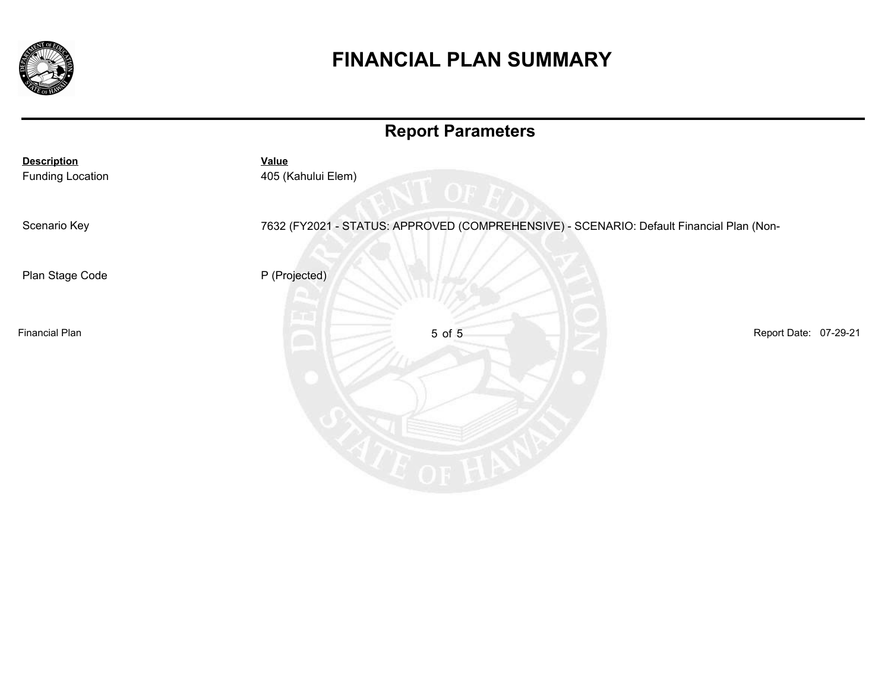# FINANCIAL PLAN SUMMARY

## Report Parameters

| Description | Value |
|---|---|
| Funding Location | 405 (Kahului Elem) |
| Scenario Key | 7632 (FY2021 - STATUS: APPROVED (COMPREHENSIVE) - SCENARIO: Default Financial Plan (Non- |
| Plan Stage Code | P (Projected) |

Report Date: 07-29-21